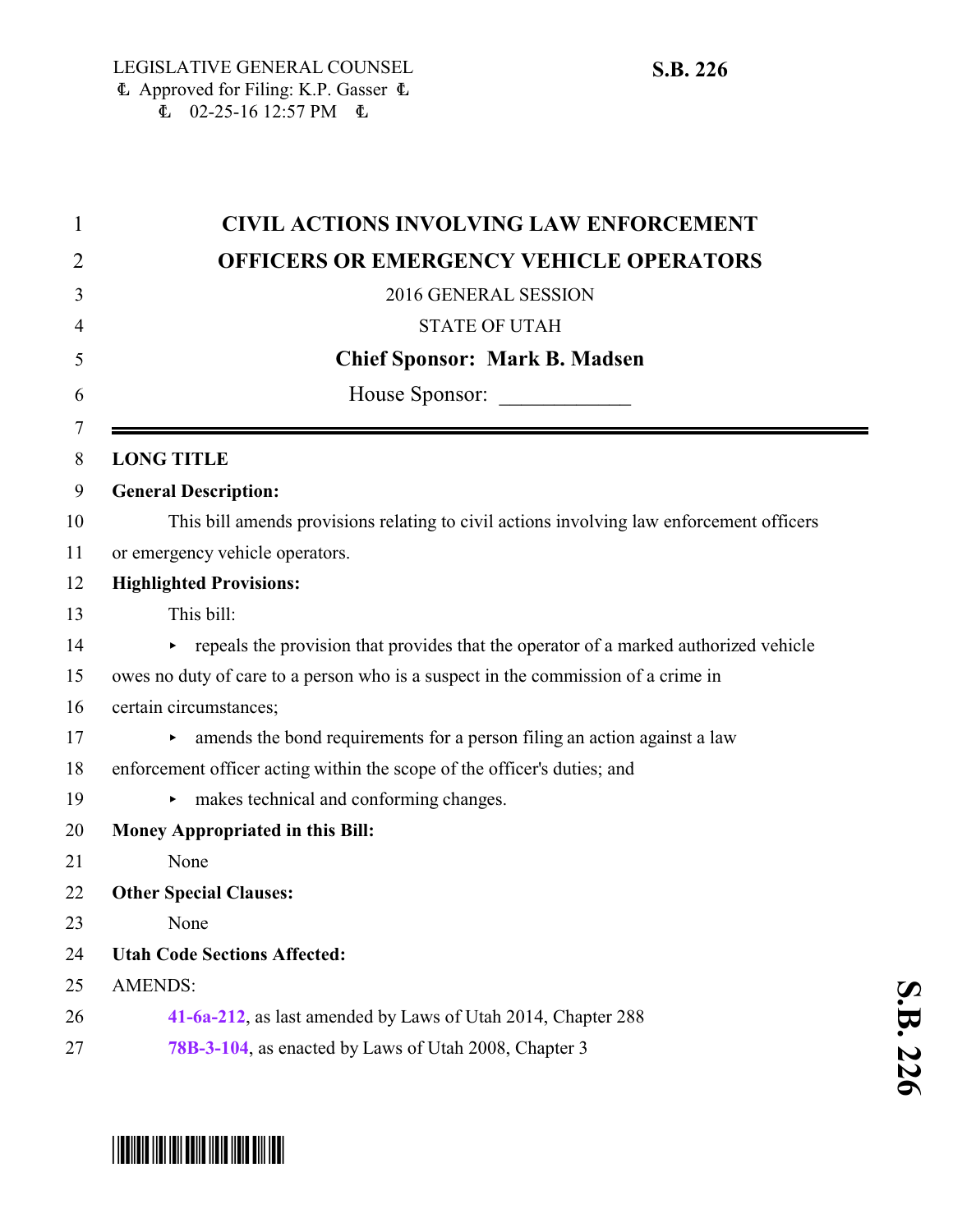LEGISLATIVE GENERAL COUNSEL
Approved for Filing: K.P. Gasser
02-25-16 12:57 PM

**S.B. 226**

# CIVIL ACTIONS INVOLVING LAW ENFORCEMENT OFFICERS OR EMERGENCY VEHICLE OPERATORS

2016 GENERAL SESSION

STATE OF UTAH

**Chief Sponsor: Mark B. Madsen**

House Sponsor: ____________

---

**LONG TITLE**

**General Description:**

This bill amends provisions relating to civil actions involving law enforcement officers or emergency vehicle operators.

**Highlighted Provisions:**

This bill:

- repeals the provision that provides that the operator of a marked authorized vehicle owes no duty of care to a person who is a suspect in the commission of a crime in certain circumstances;
- amends the bond requirements for a person filing an action against a law enforcement officer acting within the scope of the officer's duties; and
- makes technical and conforming changes.

**Money Appropriated in this Bill:**

None

**Other Special Clauses:**

None

**Utah Code Sections Affected:**

AMENDS:

**41-6a-212**, as last amended by Laws of Utah 2014, Chapter 288

**78B-3-104**, as enacted by Laws of Utah 2008, Chapter 3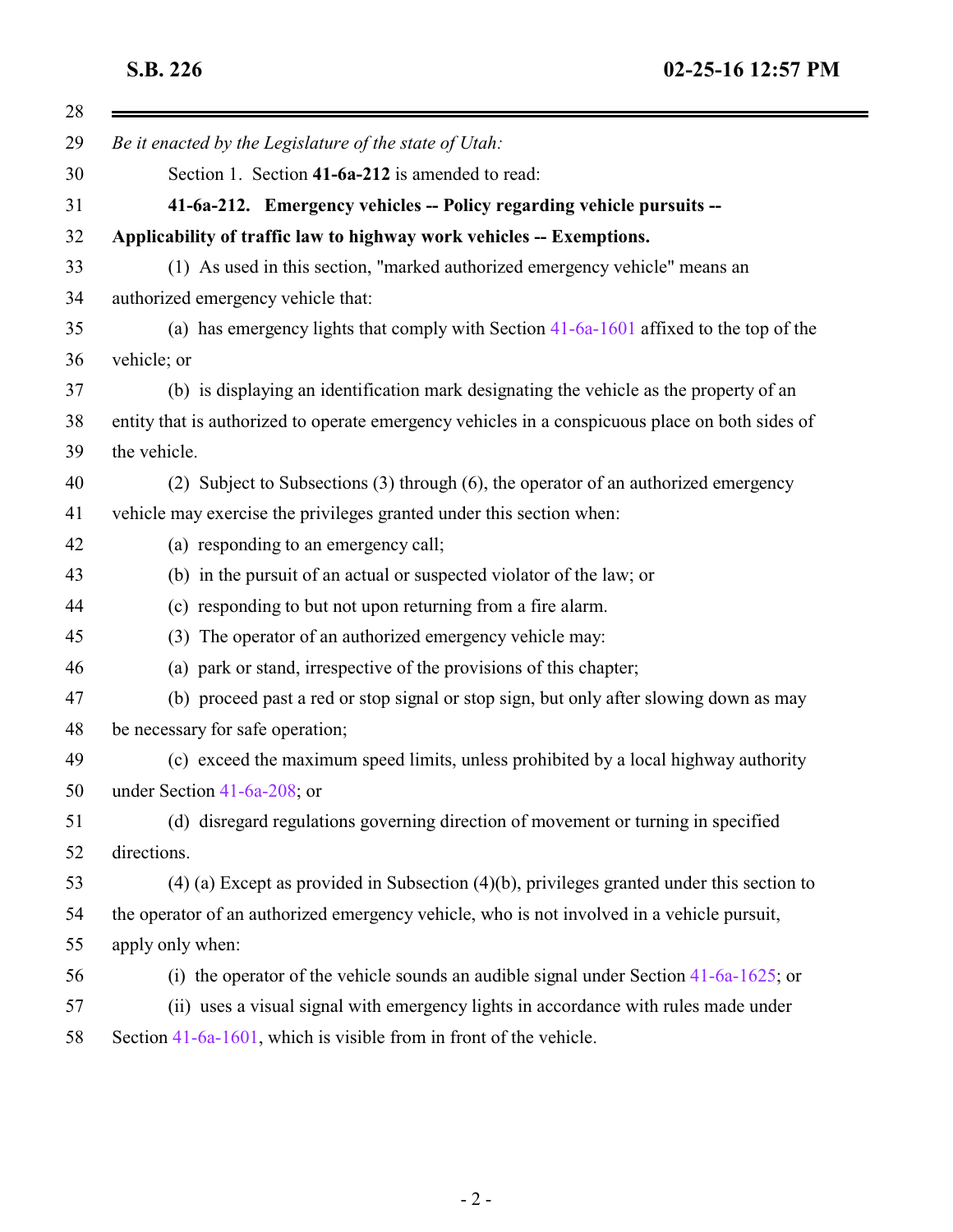*Be it enacted by the Legislature of the state of Utah:*

Section 1. Section **41-6a-212** is amended to read:

**41-6a-212. Emergency vehicles -- Policy regarding vehicle pursuits -- Applicability of traffic law to highway work vehicles -- Exemptions.**

(1) As used in this section, "marked authorized emergency vehicle" means an authorized emergency vehicle that:

(a) has emergency lights that comply with Section 41-6a-1601 affixed to the top of the vehicle; or

(b) is displaying an identification mark designating the vehicle as the property of an entity that is authorized to operate emergency vehicles in a conspicuous place on both sides of the vehicle.

(2) Subject to Subsections (3) through (6), the operator of an authorized emergency vehicle may exercise the privileges granted under this section when:

(a) responding to an emergency call;

(b) in the pursuit of an actual or suspected violator of the law; or

(c) responding to but not upon returning from a fire alarm.

(3) The operator of an authorized emergency vehicle may:

(a) park or stand, irrespective of the provisions of this chapter;

(b) proceed past a red or stop signal or stop sign, but only after slowing down as may be necessary for safe operation;

(c) exceed the maximum speed limits, unless prohibited by a local highway authority under Section 41-6a-208; or

(d) disregard regulations governing direction of movement or turning in specified directions.

(4) (a) Except as provided in Subsection (4)(b), privileges granted under this section to the operator of an authorized emergency vehicle, who is not involved in a vehicle pursuit, apply only when:

(i) the operator of the vehicle sounds an audible signal under Section 41-6a-1625; or

(ii) uses a visual signal with emergency lights in accordance with rules made under Section 41-6a-1601, which is visible from in front of the vehicle.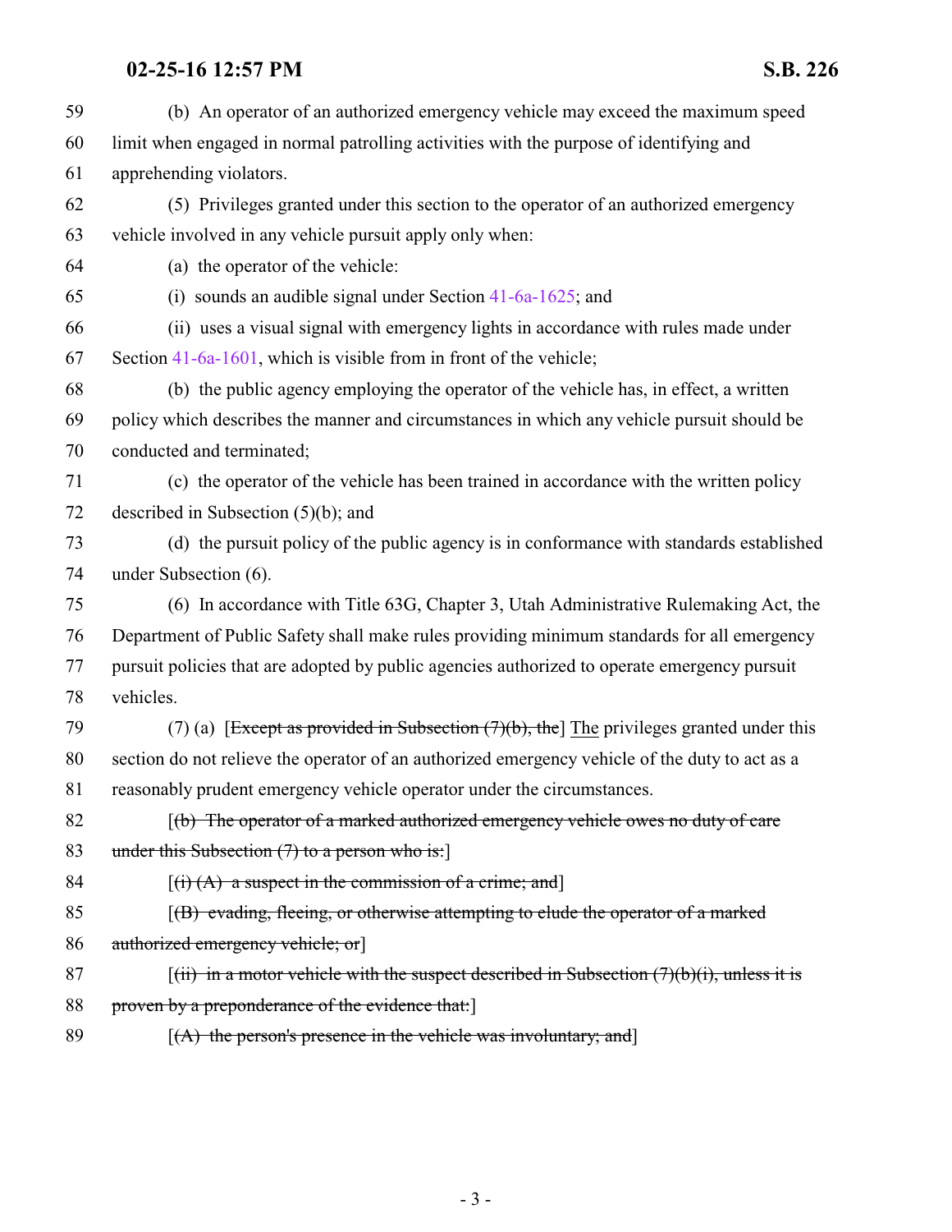(b) An operator of an authorized emergency vehicle may exceed the maximum speed limit when engaged in normal patrolling activities with the purpose of identifying and apprehending violators.

(5) Privileges granted under this section to the operator of an authorized emergency vehicle involved in any vehicle pursuit apply only when:

(a) the operator of the vehicle:

(i) sounds an audible signal under Section 41-6a-1625; and

(ii) uses a visual signal with emergency lights in accordance with rules made under Section 41-6a-1601, which is visible from in front of the vehicle;

(b) the public agency employing the operator of the vehicle has, in effect, a written policy which describes the manner and circumstances in which any vehicle pursuit should be conducted and terminated;

(c) the operator of the vehicle has been trained in accordance with the written policy described in Subsection (5)(b); and

(d) the pursuit policy of the public agency is in conformance with standards established under Subsection (6).

(6) In accordance with Title 63G, Chapter 3, Utah Administrative Rulemaking Act, the Department of Public Safety shall make rules providing minimum standards for all emergency pursuit policies that are adopted by public agencies authorized to operate emergency pursuit vehicles.

(7) (a) [~~Except as provided in Subsection (7)(b), the~~] <u>The</u> privileges granted under this section do not relieve the operator of an authorized emergency vehicle of the duty to act as a reasonably prudent emergency vehicle operator under the circumstances.

[~~(b) The operator of a marked authorized emergency vehicle owes no duty of care under this Subsection (7) to a person who is:~~]

[~~(i) (A) a suspect in the commission of a crime; and~~]

[~~(B) evading, fleeing, or otherwise attempting to elude the operator of a marked authorized emergency vehicle; or~~]

[~~(ii) in a motor vehicle with the suspect described in Subsection (7)(b)(i), unless it is proven by a preponderance of the evidence that:~~]

[~~(A) the person's presence in the vehicle was involuntary; and~~]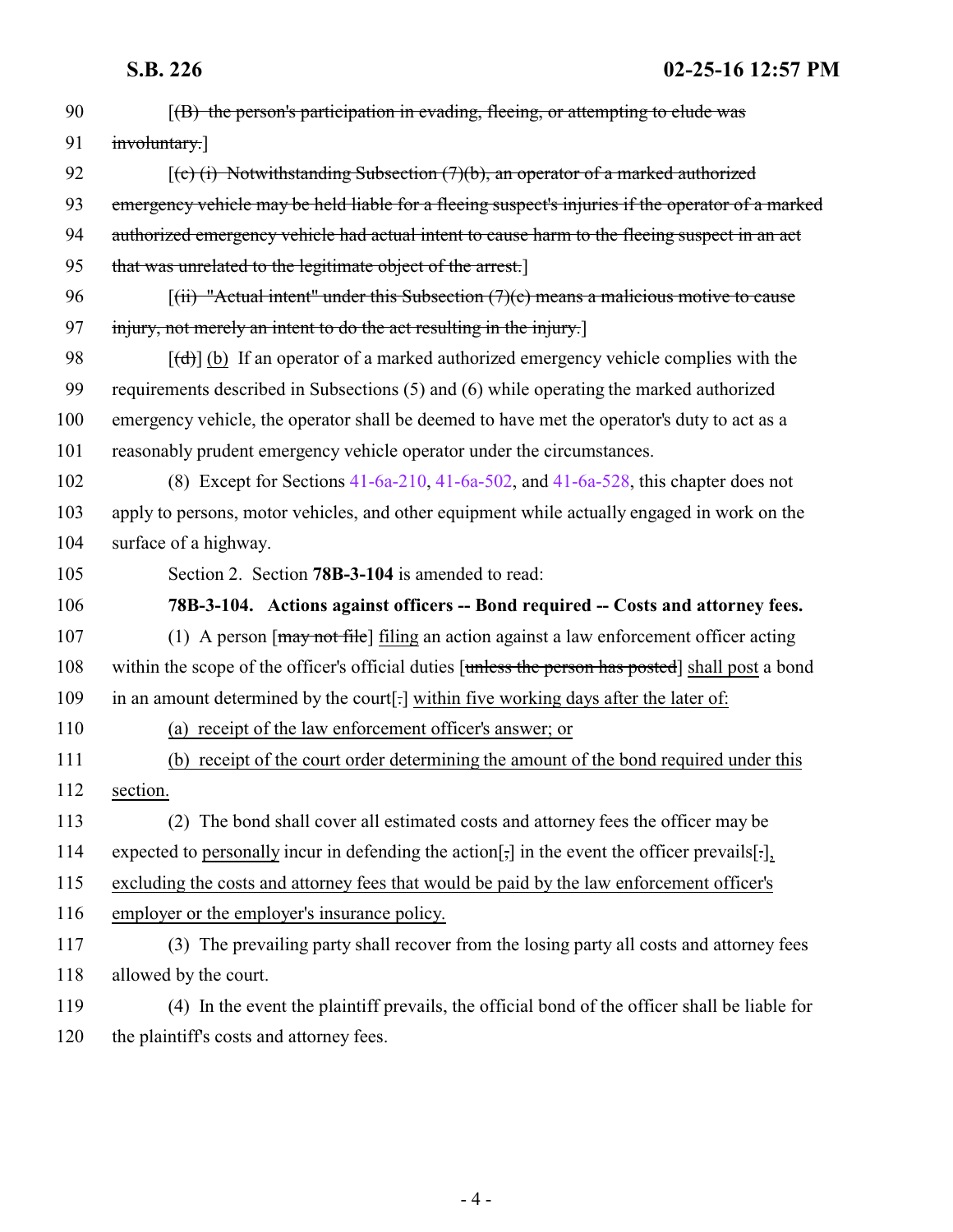90 [~~(B) the person's participation in evading, fleeing, or attempting to elude was~~
91 ~~involuntary.~~]

92 [~~(c) (i) Notwithstanding Subsection (7)(b), an operator of a marked authorized~~
93 ~~emergency vehicle may be held liable for a fleeing suspect's injuries if the operator of a marked~~
94 ~~authorized emergency vehicle had actual intent to cause harm to the fleeing suspect in an act~~
95 ~~that was unrelated to the legitimate object of the arrest.~~]

96 [~~(ii) "Actual intent" under this Subsection (7)(c) means a malicious motive to cause~~
97 ~~injury, not merely an intent to do the act resulting in the injury.~~]

98 [~~(d)~~] <u>(b)</u> If an operator of a marked authorized emergency vehicle complies with the
99 requirements described in Subsections (5) and (6) while operating the marked authorized
100 emergency vehicle, the operator shall be deemed to have met the operator's duty to act as a
101 reasonably prudent emergency vehicle operator under the circumstances.

102 (8) Except for Sections 41-6a-210, 41-6a-502, and 41-6a-528, this chapter does not
103 apply to persons, motor vehicles, and other equipment while actually engaged in work on the
104 surface of a highway.

105 Section 2. Section **78B-3-104** is amended to read:

106 **78B-3-104. Actions against officers -- Bond required -- Costs and attorney fees.**

107 (1) A person [~~may not file~~] <u>filing</u> an action against a law enforcement officer acting
108 within the scope of the officer's official duties [~~unless the person has posted~~] <u>shall post</u> a bond
109 in an amount determined by the court[~~.~~] <u>within five working days after the later of:</u>

110 <u>(a) receipt of the law enforcement officer's answer; or</u>

111 <u>(b) receipt of the court order determining the amount of the bond required under this</u>
112 <u>section.</u>

113 (2) The bond shall cover all estimated costs and attorney fees the officer may be
114 expected to <u>personally</u> incur in defending the action[~~,~~] in the event the officer prevails[~~.~~]<u>,</u>
115 <u>excluding the costs and attorney fees that would be paid by the law enforcement officer's</u>
116 <u>employer or the employer's insurance policy.</u>

117 (3) The prevailing party shall recover from the losing party all costs and attorney fees
118 allowed by the court.

119 (4) In the event the plaintiff prevails, the official bond of the officer shall be liable for
120 the plaintiff's costs and attorney fees.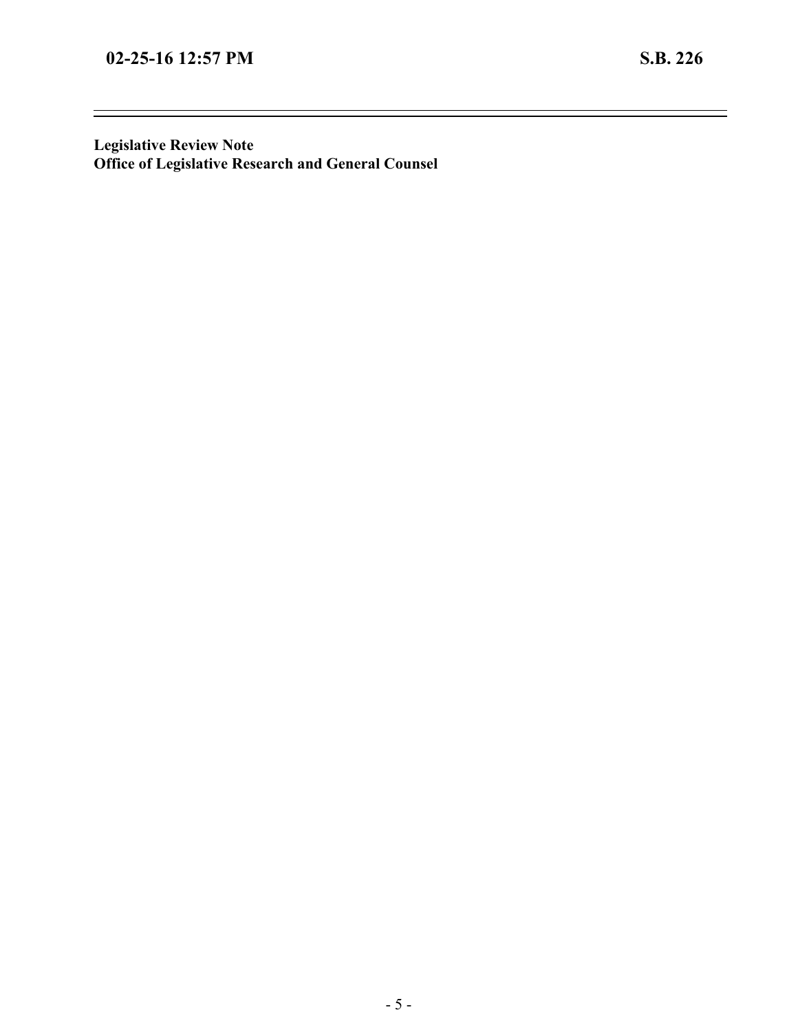**Legislative Review Note**
**Office of Legislative Research and General Counsel**